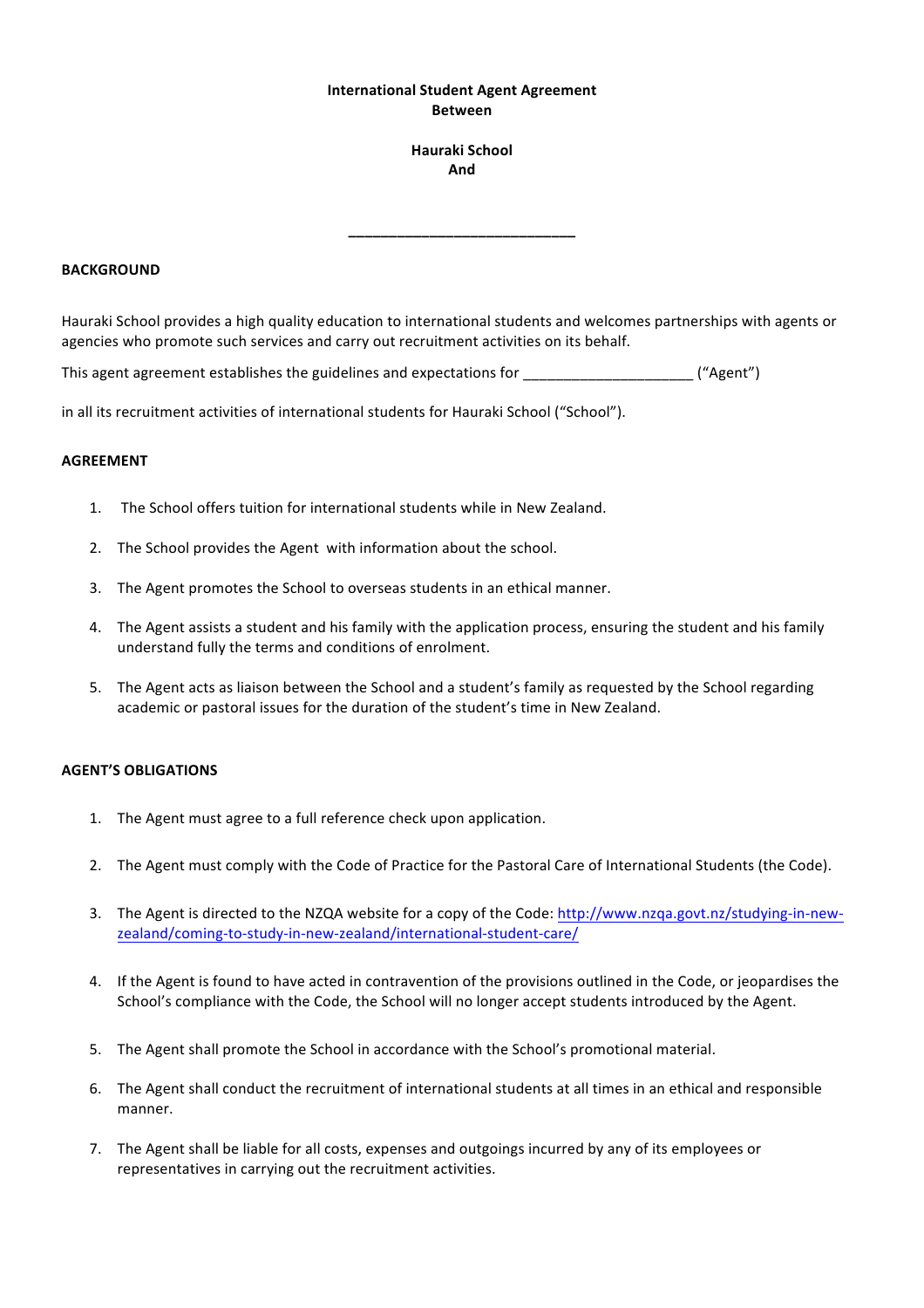**International Student Agent Agreement**
**Between**

**Hauraki School**
**And**

**______________________________**

**BACKGROUND**

Hauraki School provides a high quality education to international students and welcomes partnerships with agents or agencies who promote such services and carry out recruitment activities on its behalf.

This agent agreement establishes the guidelines and expectations for _____________________ ("Agent")

in all its recruitment activities of international students for Hauraki School ("School").

**AGREEMENT**

1. The School offers tuition for international students while in New Zealand.
2. The School provides the Agent with information about the school.
3. The Agent promotes the School to overseas students in an ethical manner.
4. The Agent assists a student and his family with the application process, ensuring the student and his family understand fully the terms and conditions of enrolment.
5. The Agent acts as liaison between the School and a student's family as requested by the School regarding academic or pastoral issues for the duration of the student's time in New Zealand.

**AGENT'S OBLIGATIONS**

1. The Agent must agree to a full reference check upon application.
2. The Agent must comply with the Code of Practice for the Pastoral Care of International Students (the Code).
3. The Agent is directed to the NZQA website for a copy of the Code: [http://www.nzqa.govt.nz/studying-in-new-zealand/coming-to-study-in-new-zealand/international-student-care/](http://www.nzqa.govt.nz/studying-in-new-zealand/coming-to-study-in-new-zealand/international-student-care/)
4. If the Agent is found to have acted in contravention of the provisions outlined in the Code, or jeopardises the School's compliance with the Code, the School will no longer accept students introduced by the Agent.
5. The Agent shall promote the School in accordance with the School's promotional material.
6. The Agent shall conduct the recruitment of international students at all times in an ethical and responsible manner.
7. The Agent shall be liable for all costs, expenses and outgoings incurred by any of its employees or representatives in carrying out the recruitment activities.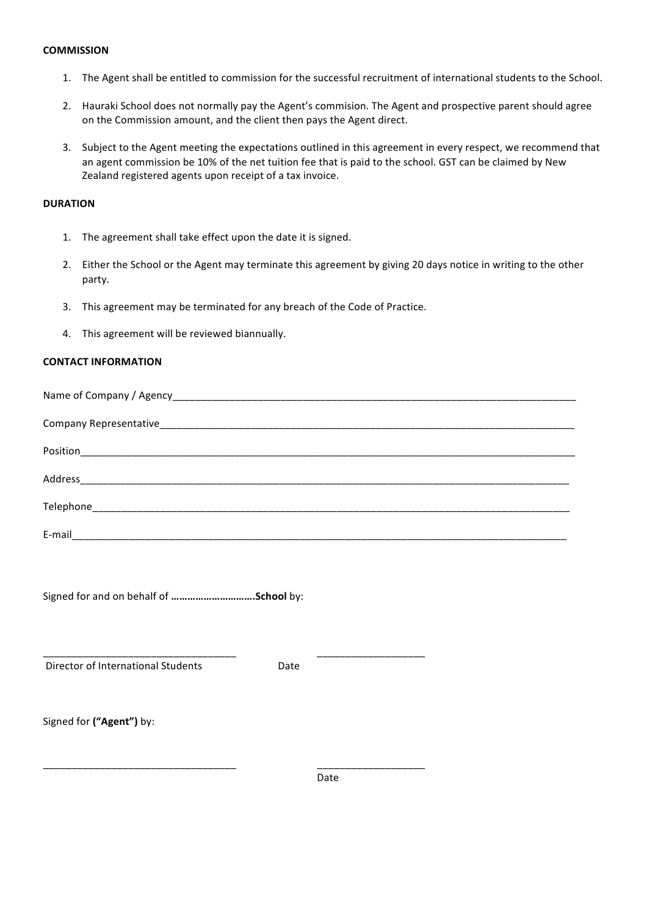**COMMISSION**

1. The Agent shall be entitled to commission for the successful recruitment of international students to the School.
2. Hauraki School does not normally pay the Agent's commision. The Agent and prospective parent should agree on the Commission amount, and the client then pays the Agent direct.
3. Subject to the Agent meeting the expectations outlined in this agreement in every respect, we recommend that an agent commission be 10% of the net tuition fee that is paid to the school. GST can be claimed by New Zealand registered agents upon receipt of a tax invoice.

**DURATION**

1. The agreement shall take effect upon the date it is signed.
2. Either the School or the Agent may terminate this agreement by giving 20 days notice in writing to the other party.
3. This agreement may be terminated for any breach of the Code of Practice.
4. This agreement will be reviewed biannually.

**CONTACT INFORMATION**

Name of Company / Agency________________________________________________________________________

Company Representative__________________________________________________________________________

Position________________________________________________________________________________________

Address_______________________________________________________________________________________

Telephone_____________________________________________________________________________________

E-mail________________________________________________________________________________________

Signed for and on behalf of **………………………….School** by:

__________________________________ ___________________

Director of International Students Date

Signed for **("Agent")** by:

__________________________________ ___________________

Date